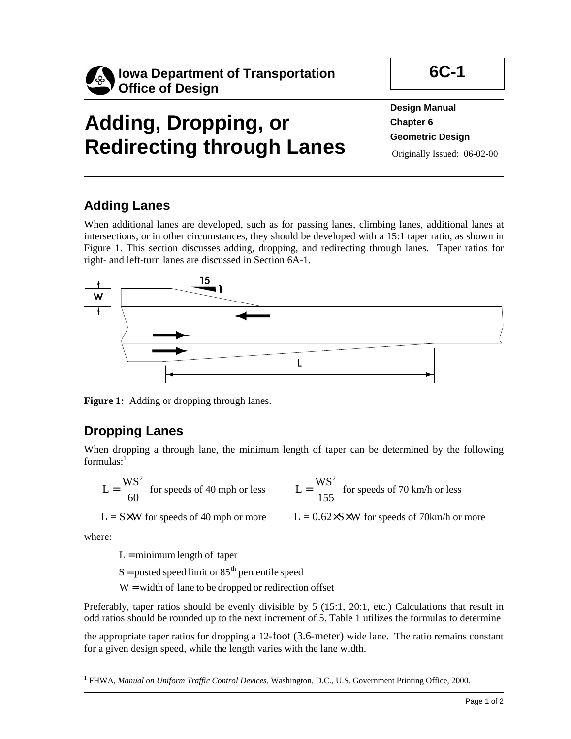Iowa Department of Transportation
Office of Design

**6C-1**

# Adding, Dropping, or Redirecting through Lanes

**Design Manual**
**Chapter 6**
**Geometric Design**
Originally Issued: 06-02-00

## Adding Lanes

When additional lanes are developed, such as for passing lanes, climbing lanes, additional lanes at intersections, or in other circumstances, they should be developed with a 15:1 taper ratio, as shown in Figure 1. This section discusses adding, dropping, and redirecting through lanes. Taper ratios for right- and left-turn lanes are discussed in Section 6A-1.

**Figure 1:** Adding or dropping through lanes.

## Dropping Lanes

When dropping a through lane, the minimum length of taper can be determined by the following formulas:[1]

$L = \frac{WS^2}{60}$ for speeds of 40 mph or less $\qquad$ $L = \frac{WS^2}{155}$ for speeds of 70 km/h or less

$L = S \times W$ for speeds of 40 mph or more $\qquad$ $L = 0.62 \times S \times W$ for speeds of 70km/h or more

where:

$L =$ minimum length of taper

$S =$ posted speed limit or $85^{th}$ percentile speed

$W =$ width of lane to be dropped or redirection offset

Preferably, taper ratios should be evenly divisible by 5 (15:1, 20:1, etc.) Calculations that result in odd ratios should be rounded up to the next increment of 5. Table 1 utilizes the formulas to determine the appropriate taper ratios for dropping a 12-foot (3.6-meter) wide lane. The ratio remains constant for a given design speed, while the length varies with the lane width.

[1] FHWA, *Manual on Uniform Traffic Control Devices*, Washington, D.C., U.S. Government Printing Office, 2000.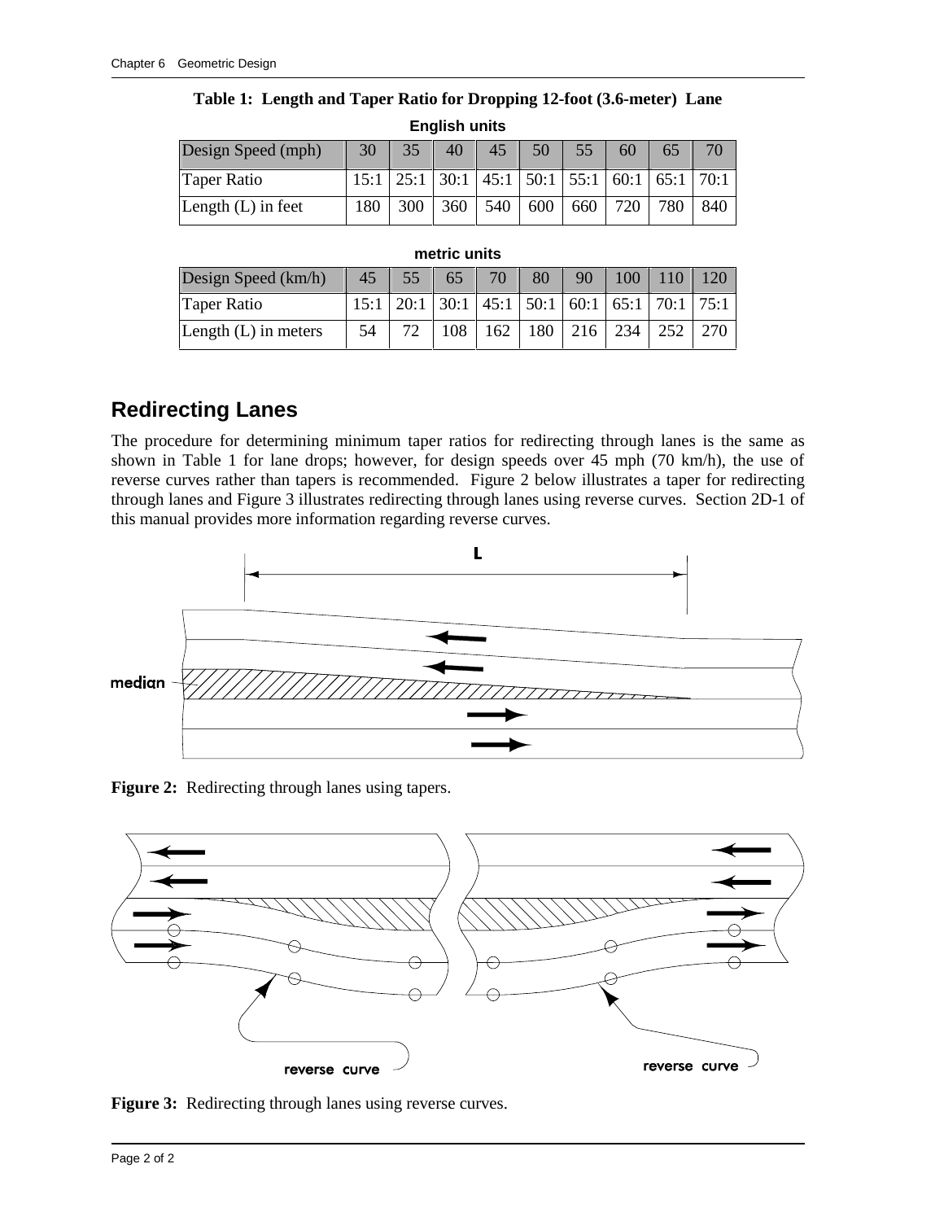**Table 1: Length and Taper Ratio for Dropping 12-foot (3.6-meter) Lane**

**English units**

| Design Speed (mph) | 30 | 35 | 40 | 45 | 50 | 55 | 60 | 65 | 70 |
|---|---|---|---|---|---|---|---|---|---|
| Taper Ratio | 15:1 | 25:1 | 30:1 | 45:1 | 50:1 | 55:1 | 60:1 | 65:1 | 70:1 |
| Length (L) in feet | 180 | 300 | 360 | 540 | 600 | 660 | 720 | 780 | 840 |

**metric units**

| Design Speed (km/h) | 45 | 55 | 65 | 70 | 80 | 90 | 100 | 110 | 120 |
|---|---|---|---|---|---|---|---|---|---|
| Taper Ratio | 15:1 | 20:1 | 30:1 | 45:1 | 50:1 | 60:1 | 65:1 | 70:1 | 75:1 |
| Length (L) in meters | 54 | 72 | 108 | 162 | 180 | 216 | 234 | 252 | 270 |

## Redirecting Lanes

The procedure for determining minimum taper ratios for redirecting through lanes is the same as shown in Table 1 for lane drops; however, for design speeds over 45 mph (70 km/h), the use of reverse curves rather than tapers is recommended. Figure 2 below illustrates a taper for redirecting through lanes and Figure 3 illustrates redirecting through lanes using reverse curves. Section 2D-1 of this manual provides more information regarding reverse curves.

L

median

**Figure 2:** Redirecting through lanes using tapers.

reverse curve

reverse curve

**Figure 3:** Redirecting through lanes using reverse curves.